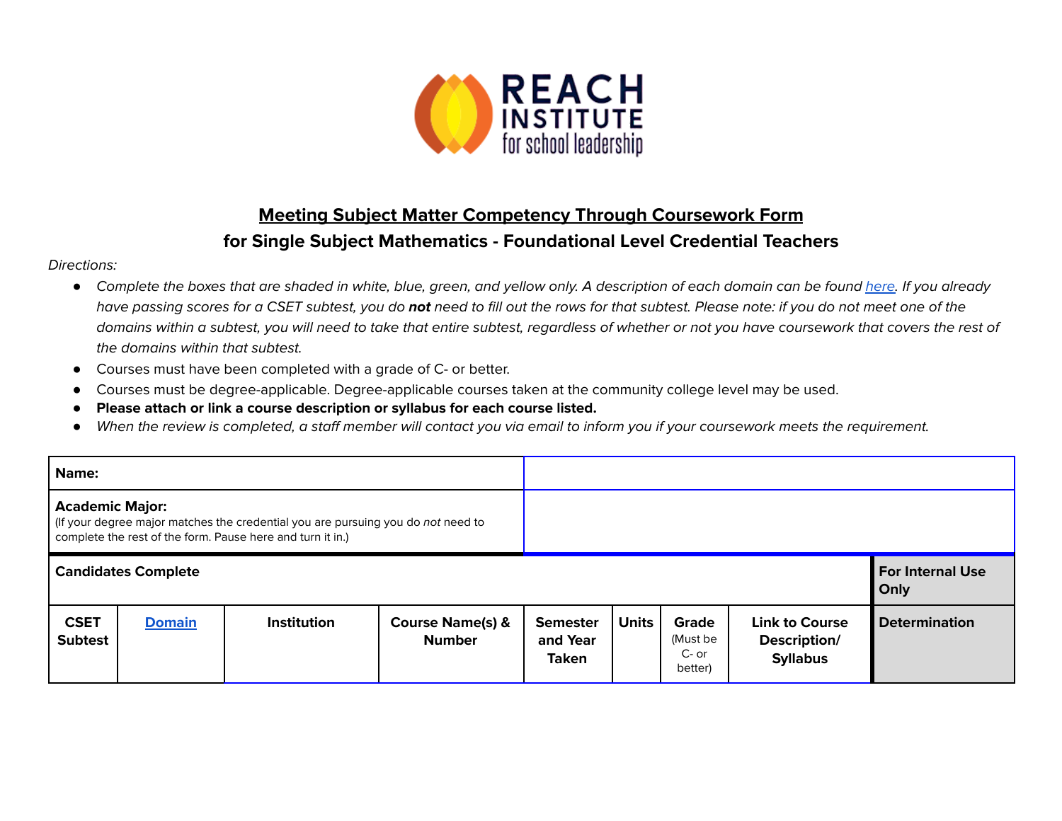# Meeting Subject Matter Competency Through Coursework Form

## for Single Subject Mathematics - Foundational Level Credential Teachers

*Directions:*

- *Complete the boxes that are shaded in white, blue, green, and yellow only. A description of each domain can be found [here](#). If you already have passing scores for a CSET subtest, you do **not** need to fill out the rows for that subtest. Please note: if you do not meet one of the domains within a subtest, you will need to take that entire subtest, regardless of whether or not you have coursework that covers the rest of the domains within that subtest.*
- Courses must have been completed with a grade of C- or better.
- Courses must be degree-applicable. Degree-applicable courses taken at the community college level may be used.
- **Please attach or link a course description or syllabus for each course listed.**
- *When the review is completed, a staff member will contact you via email to inform you if your coursework meets the requirement.*

| **Name:** | |
|---|---|
| **Academic Major:** (If your degree major matches the credential you are pursuing you do *not* need to complete the rest of the form. Pause here and turn it in.) | |

| **Candidates Complete** | | | | | | | | **For Internal Use Only** |
|---|---|---|---|---|---|---|---|---|
| **CSET Subtest** | **[Domain](#)** | **Institution** | **Course Name(s) & Number** | **Semester and Year Taken** | **Units** | **Grade** (Must be C- or better) | **Link to Course Description/ Syllabus** | **Determination** |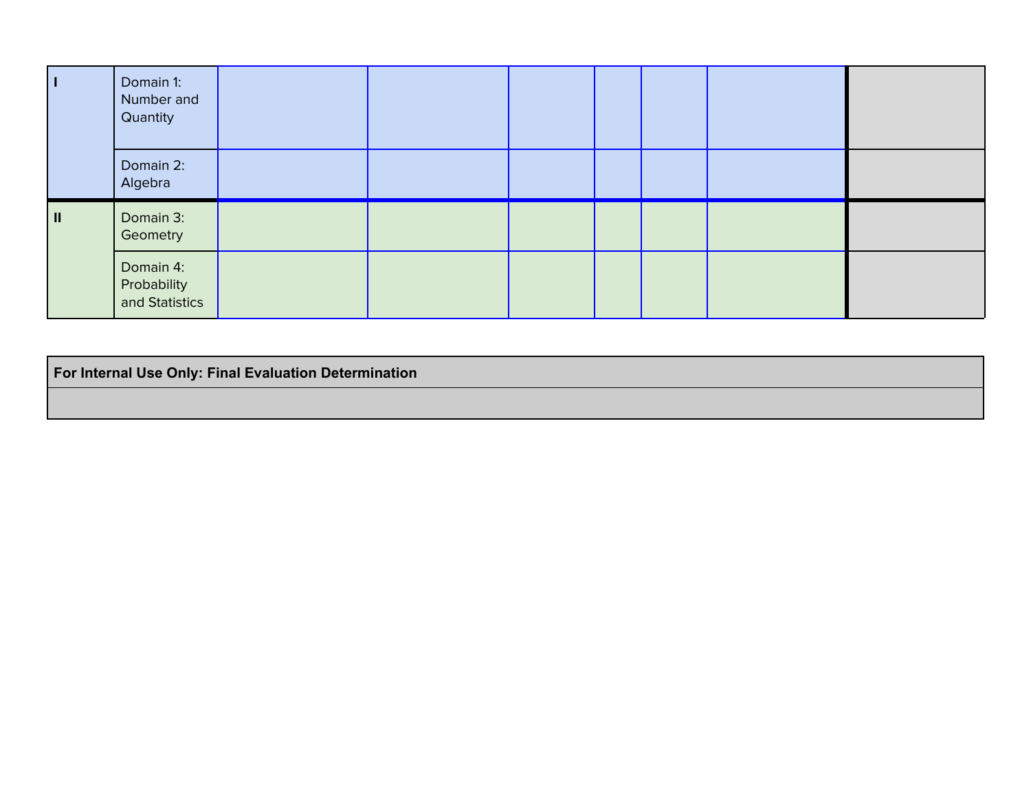| | | | | | | | | |
|---|---|---|---|---|---|---|---|---|
| **I** | Domain 1: Number and Quantity | | | | | | | |
| | Domain 2: Algebra | | | | | | | |
| **II** | Domain 3: Geometry | | | | | | | |
| | Domain 4: Probability and Statistics | | | | | | | |

| **For Internal Use Only: Final Evaluation Determination** |
|---|
| |